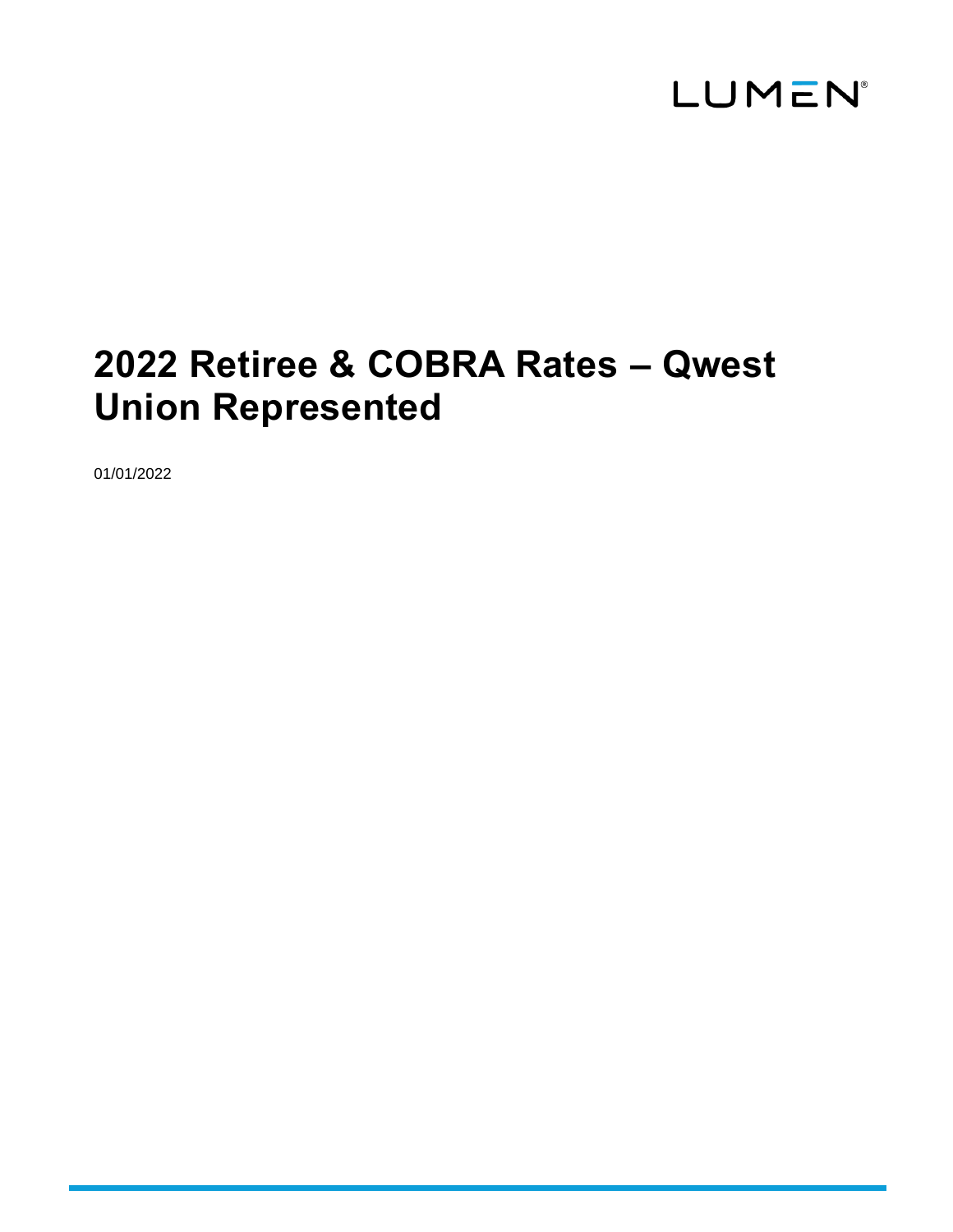LUMEN®

# 2022 Retiree & COBRA Rates – Qwest Union Represented

01/01/2022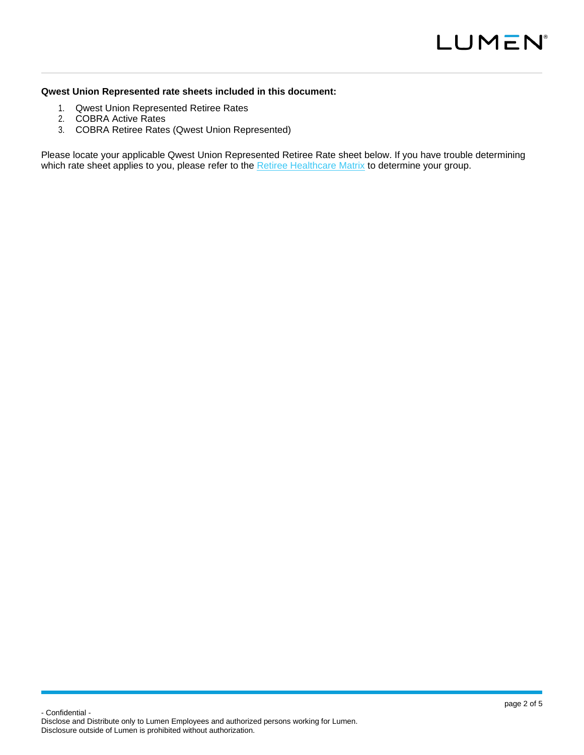**Qwest Union Represented rate sheets included in this document:**

1. Qwest Union Represented Retiree Rates
2. COBRA Active Rates
3. COBRA Retiree Rates (Qwest Union Represented)

Please locate your applicable Qwest Union Represented Retiree Rate sheet below. If you have trouble determining which rate sheet applies to you, please refer to the Retiree Healthcare Matrix to determine your group.

- Confidential -
Disclose and Distribute only to Lumen Employees and authorized persons working for Lumen.
Disclosure outside of Lumen is prohibited without authorization.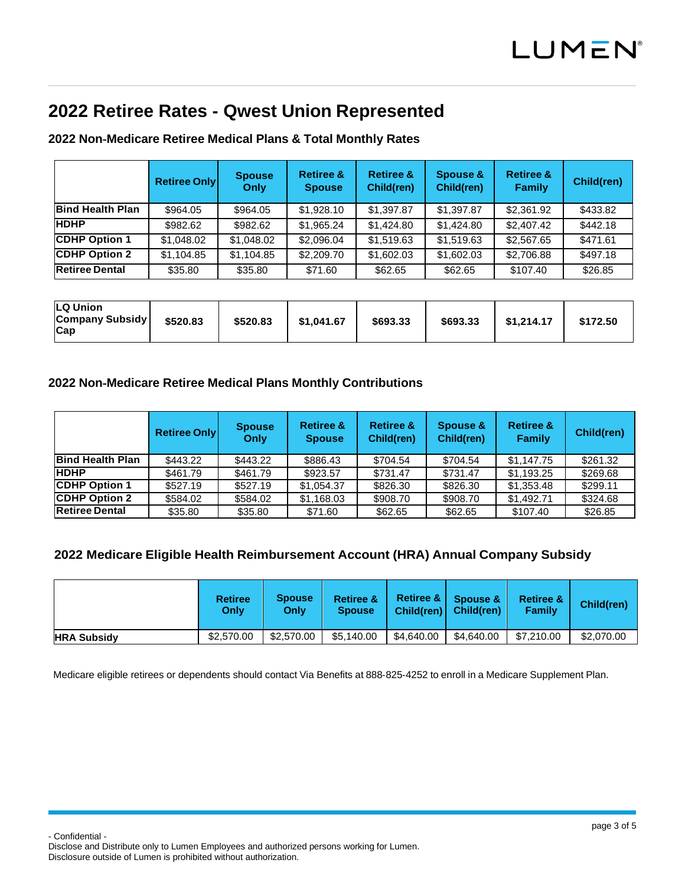# 2022 Retiree Rates - Qwest Union Represented

## 2022 Non-Medicare Retiree Medical Plans & Total Monthly Rates

| | Retiree Only | Spouse Only | Retiree & Spouse | Retiree & Child(ren) | Spouse & Child(ren) | Retiree & Family | Child(ren) |
|---|---|---|---|---|---|---|---|
| **Bind Health Plan** | $964.05 | $964.05 | $1,928.10 | $1,397.87 | $1,397.87 | $2,361.92 | $433.82 |
| **HDHP** | $982.62 | $982.62 | $1,965.24 | $1,424.80 | $1,424.80 | $2,407.42 | $442.18 |
| **CDHP Option 1** | $1,048.02 | $1,048.02 | $2,096.04 | $1,519.63 | $1,519.63 | $2,567.65 | $471.61 |
| **CDHP Option 2** | $1,104.85 | $1,104.85 | $2,209.70 | $1,602.03 | $1,602.03 | $2,706.88 | $497.18 |
| **Retiree Dental** | $35.80 | $35.80 | $71.60 | $62.65 | $62.65 | $107.40 | $26.85 |
| **LQ Union Company Subsidy Cap** | **$520.83** | **$520.83** | **$1,041.67** | **$693.33** | **$693.33** | **$1,214.17** | **$172.50** |

## 2022 Non-Medicare Retiree Medical Plans Monthly Contributions

| | Retiree Only | Spouse Only | Retiree & Spouse | Retiree & Child(ren) | Spouse & Child(ren) | Retiree & Family | Child(ren) |
|---|---|---|---|---|---|---|---|
| **Bind Health Plan** | $443.22 | $443.22 | $886.43 | $704.54 | $704.54 | $1,147.75 | $261.32 |
| **HDHP** | $461.79 | $461.79 | $923.57 | $731.47 | $731.47 | $1,193.25 | $269.68 |
| **CDHP Option 1** | $527.19 | $527.19 | $1,054.37 | $826.30 | $826.30 | $1,353.48 | $299.11 |
| **CDHP Option 2** | $584.02 | $584.02 | $1,168.03 | $908.70 | $908.70 | $1,492.71 | $324.68 |
| **Retiree Dental** | $35.80 | $35.80 | $71.60 | $62.65 | $62.65 | $107.40 | $26.85 |

## 2022 Medicare Eligible Health Reimbursement Account (HRA) Annual Company Subsidy

| | Retiree Only | Spouse Only | Retiree & Spouse | Retiree & Child(ren) | Spouse & Child(ren) | Retiree & Family | Child(ren) |
|---|---|---|---|---|---|---|---|
| **HRA Subsidy** | $2,570.00 | $2,570.00 | $5,140.00 | $4,640.00 | $4,640.00 | $7,210.00 | $2,070.00 |

Medicare eligible retirees or dependents should contact Via Benefits at 888-825-4252 to enroll in a Medicare Supplement Plan.

- Confidential -
Disclose and Distribute only to Lumen Employees and authorized persons working for Lumen.
Disclosure outside of Lumen is prohibited without authorization.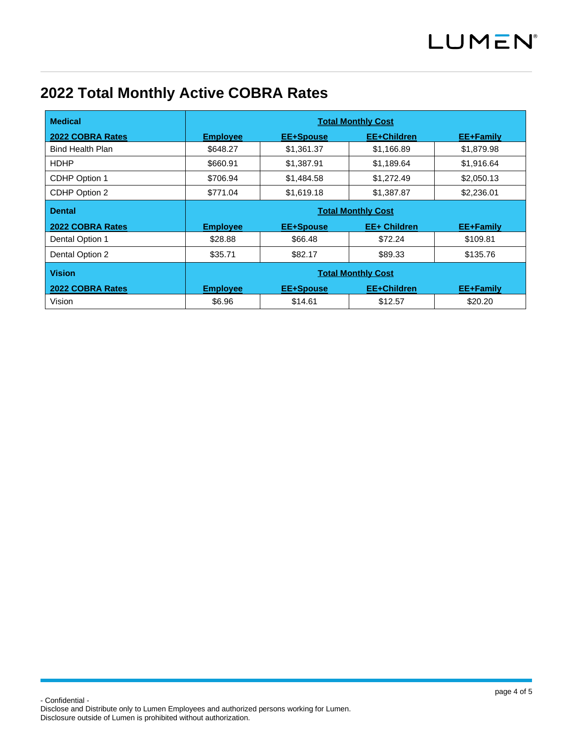# 2022 Total Monthly Active COBRA Rates

| **Medical** | **Total Monthly Cost** | | | |
|---|---|---|---|---|
| **2022 COBRA Rates** | **Employee** | **EE+Spouse** | **EE+Children** | **EE+Family** |
| Bind Health Plan | $648.27 | $1,361.37 | $1,166.89 | $1,879.98 |
| HDHP | $660.91 | $1,387.91 | $1,189.64 | $1,916.64 |
| CDHP Option 1 | $706.94 | $1,484.58 | $1,272.49 | $2,050.13 |
| CDHP Option 2 | $771.04 | $1,619.18 | $1,387.87 | $2,236.01 |
| **Dental** | **Total Monthly Cost** | | | |
| **2022 COBRA Rates** | **Employee** | **EE+Spouse** | **EE+ Children** | **EE+Family** |
| Dental Option 1 | $28.88 | $66.48 | $72.24 | $109.81 |
| Dental Option 2 | $35.71 | $82.17 | $89.33 | $135.76 |
| **Vision** | **Total Monthly Cost** | | | |
| **2022 COBRA Rates** | **Employee** | **EE+Spouse** | **EE+Children** | **EE+Family** |
| Vision | $6.96 | $14.61 | $12.57 | $20.20 |

- Confidential -
Disclose and Distribute only to Lumen Employees and authorized persons working for Lumen.
Disclosure outside of Lumen is prohibited without authorization.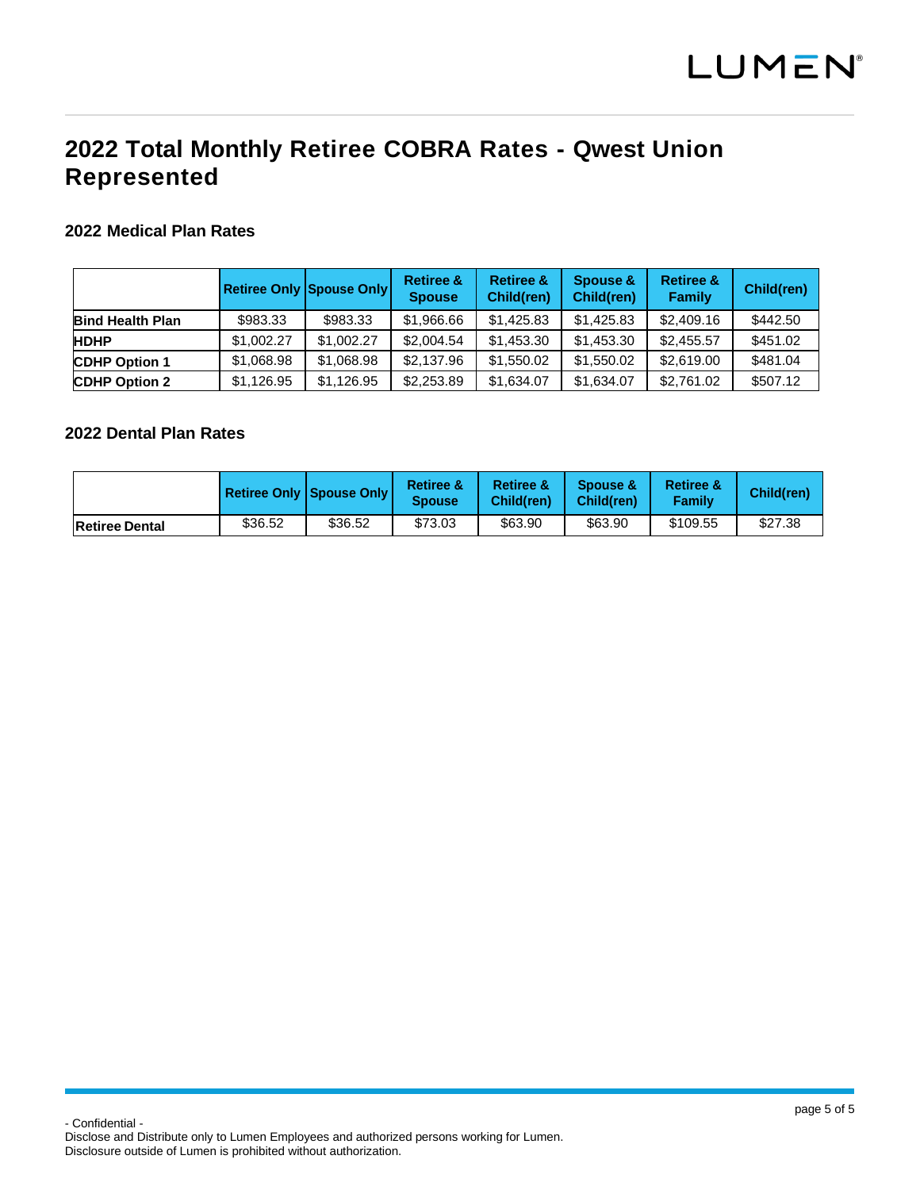# 2022 Total Monthly Retiree COBRA Rates - Qwest Union Represented

## 2022 Medical Plan Rates

| | Retiree Only | Spouse Only | Retiree & Spouse | Retiree & Child(ren) | Spouse & Child(ren) | Retiree & Family | Child(ren) |
|---|---|---|---|---|---|---|---|
| **Bind Health Plan** | $983.33 | $983.33 | $1,966.66 | $1,425.83 | $1,425.83 | $2,409.16 | $442.50 |
| **HDHP** | $1,002.27 | $1,002.27 | $2,004.54 | $1,453.30 | $1,453.30 | $2,455.57 | $451.02 |
| **CDHP Option 1** | $1,068.98 | $1,068.98 | $2,137.96 | $1,550.02 | $1,550.02 | $2,619.00 | $481.04 |
| **CDHP Option 2** | $1,126.95 | $1,126.95 | $2,253.89 | $1,634.07 | $1,634.07 | $2,761.02 | $507.12 |

## 2022 Dental Plan Rates

| | Retiree Only | Spouse Only | Retiree & Spouse | Retiree & Child(ren) | Spouse & Child(ren) | Retiree & Family | Child(ren) |
|---|---|---|---|---|---|---|---|
| **Retiree Dental** | $36.52 | $36.52 | $73.03 | $63.90 | $63.90 | $109.55 | $27.38 |

- Confidential -
Disclose and Distribute only to Lumen Employees and authorized persons working for Lumen.
Disclosure outside of Lumen is prohibited without authorization.